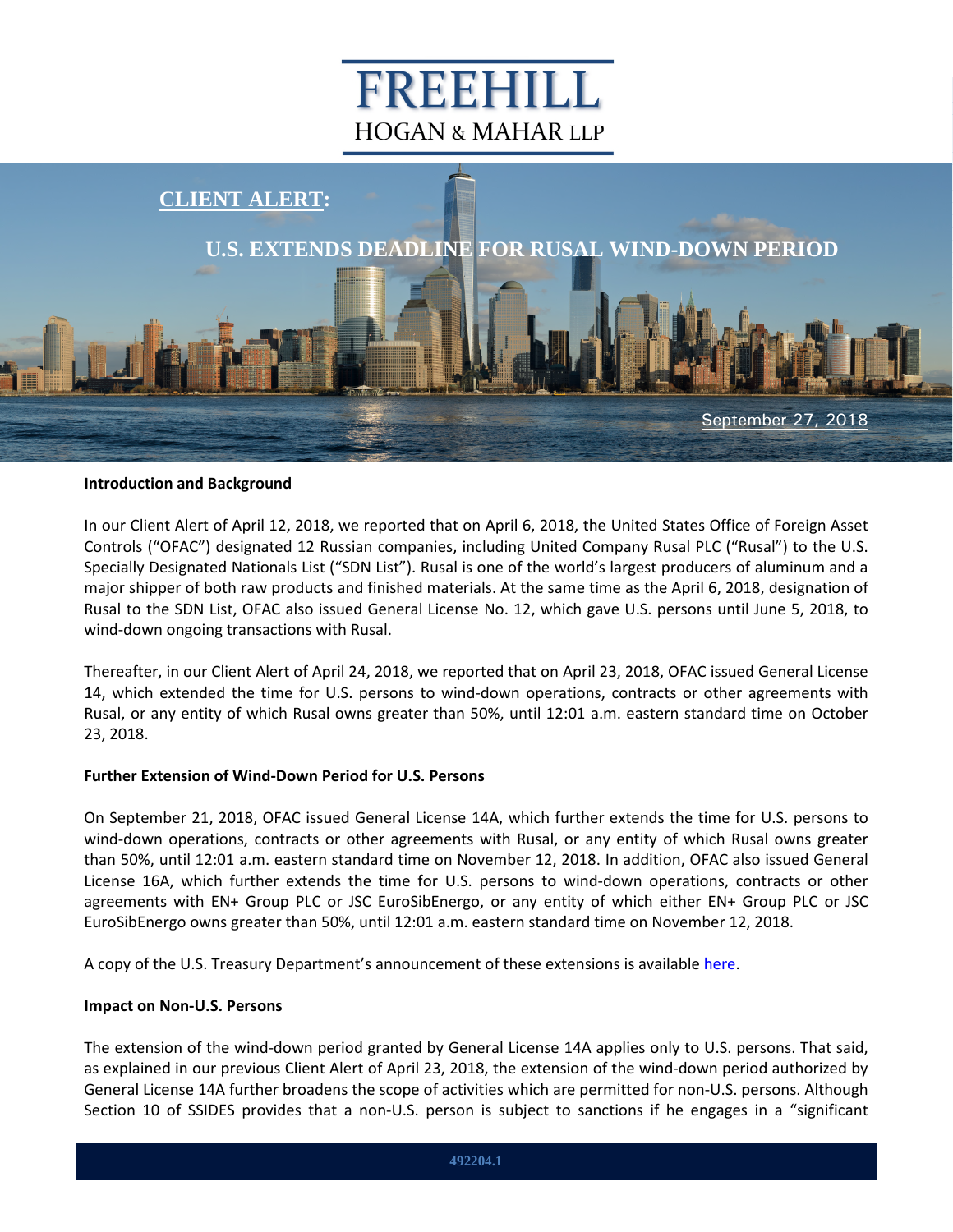# FREEHILL
## HOGAN & MAHAR LLP

**CLIENT ALERT:**

## U.S. EXTENDS DEADLINE FOR RUSAL WIND-DOWN PERIOD

September 27, 2018

**Introduction and Background**

In our Client Alert of April 12, 2018, we reported that on April 6, 2018, the United States Office of Foreign Asset Controls ("OFAC") designated 12 Russian companies, including United Company Rusal PLC ("Rusal") to the U.S. Specially Designated Nationals List ("SDN List"). Rusal is one of the world's largest producers of aluminum and a major shipper of both raw products and finished materials. At the same time as the April 6, 2018, designation of Rusal to the SDN List, OFAC also issued General License No. 12, which gave U.S. persons until June 5, 2018, to wind-down ongoing transactions with Rusal.

Thereafter, in our Client Alert of April 24, 2018, we reported that on April 23, 2018, OFAC issued General License 14, which extended the time for U.S. persons to wind-down operations, contracts or other agreements with Rusal, or any entity of which Rusal owns greater than 50%, until 12:01 a.m. eastern standard time on October 23, 2018.

**Further Extension of Wind-Down Period for U.S. Persons**

On September 21, 2018, OFAC issued General License 14A, which further extends the time for U.S. persons to wind-down operations, contracts or other agreements with Rusal, or any entity of which Rusal owns greater than 50%, until 12:01 a.m. eastern standard time on November 12, 2018. In addition, OFAC also issued General License 16A, which further extends the time for U.S. persons to wind-down operations, contracts or other agreements with EN+ Group PLC or JSC EuroSibEnergo, or any entity of which either EN+ Group PLC or JSC EuroSibEnergo owns greater than 50%, until 12:01 a.m. eastern standard time on November 12, 2018.

A copy of the U.S. Treasury Department's announcement of these extensions is available here.

**Impact on Non-U.S. Persons**

The extension of the wind-down period granted by General License 14A applies only to U.S. persons. That said, as explained in our previous Client Alert of April 23, 2018, the extension of the wind-down period authorized by General License 14A further broadens the scope of activities which are permitted for non-U.S. persons. Although Section 10 of SSIDES provides that a non-U.S. person is subject to sanctions if he engages in a "significant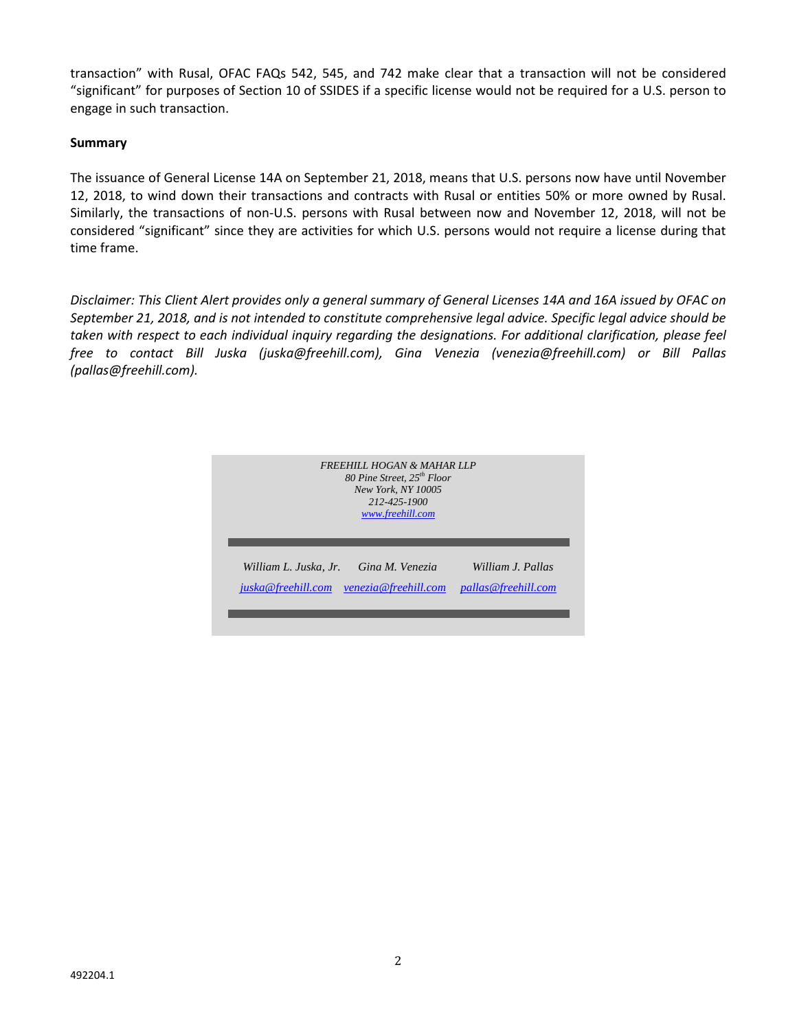transaction" with Rusal, OFAC FAQs 542, 545, and 742 make clear that a transaction will not be considered "significant" for purposes of Section 10 of SSIDES if a specific license would not be required for a U.S. person to engage in such transaction.

**Summary**

The issuance of General License 14A on September 21, 2018, means that U.S. persons now have until November 12, 2018, to wind down their transactions and contracts with Rusal or entities 50% or more owned by Rusal. Similarly, the transactions of non-U.S. persons with Rusal between now and November 12, 2018, will not be considered "significant" since they are activities for which U.S. persons would not require a license during that time frame.

*Disclaimer: This Client Alert provides only a general summary of General Licenses 14A and 16A issued by OFAC on September 21, 2018, and is not intended to constitute comprehensive legal advice. Specific legal advice should be taken with respect to each individual inquiry regarding the designations. For additional clarification, please feel free to contact Bill Juska (juska@freehill.com), Gina Venezia (venezia@freehill.com) or Bill Pallas (pallas@freehill.com).*

*FREEHILL HOGAN & MAHAR LLP*
*80 Pine Street, 25th Floor*
*New York, NY 10005*
*212-425-1900*
*www.freehill.com*

| William L. Juska, Jr. | Gina M. Venezia | William J. Pallas |
|---|---|---|
| juska@freehill.com | venezia@freehill.com | pallas@freehill.com |

492204.1